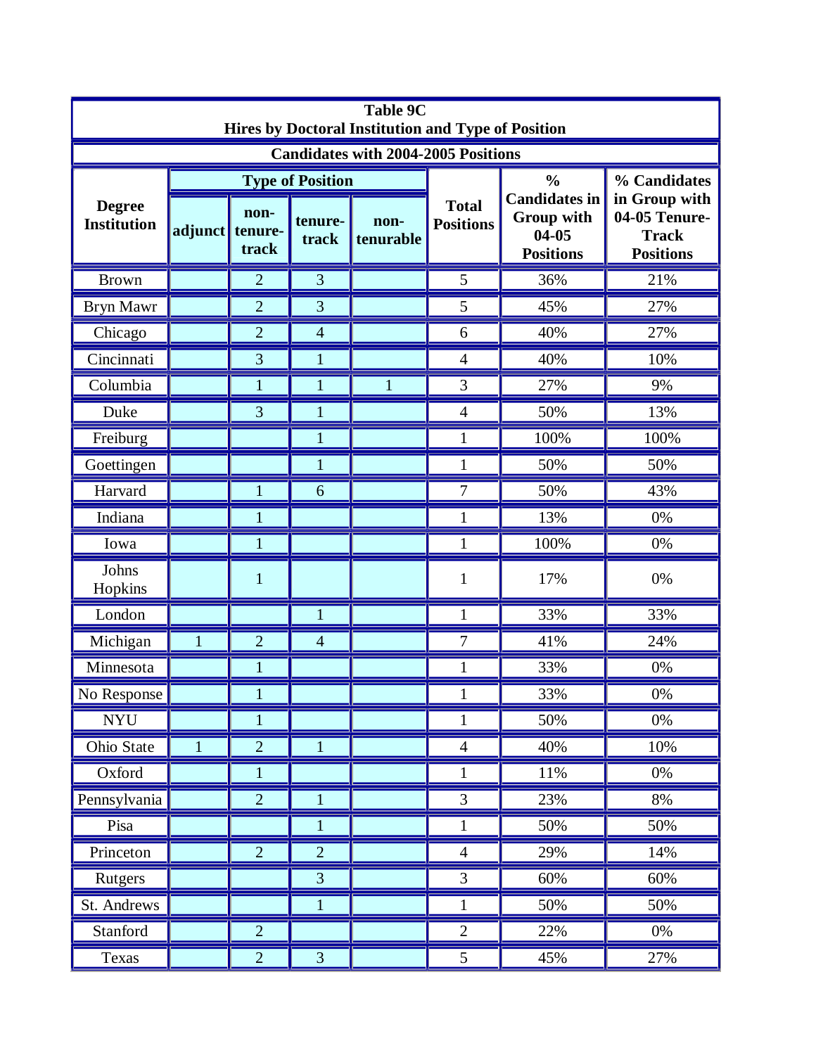**Table 9C**
**Hires by Doctoral Institution and Type of Position**

**Candidates with 2004-2005 Positions**

| Degree Institution | Type of Position | | | | Total Positions | % Candidates in Group with 04-05 Positions | % Candidates in Group with 04-05 Tenure-Track Positions |
|---|---|---|---|---|---|---|---|
| | adjunct | non-tenure-track | tenure-track | non-tenurable | | | |
| Brown | | 2 | 3 | | 5 | 36% | 21% |
| Bryn Mawr | | 2 | 3 | | 5 | 45% | 27% |
| Chicago | | 2 | 4 | | 6 | 40% | 27% |
| Cincinnati | | 3 | 1 | | 4 | 40% | 10% |
| Columbia | | 1 | 1 | 1 | 3 | 27% | 9% |
| Duke | | 3 | 1 | | 4 | 50% | 13% |
| Freiburg | | | 1 | | 1 | 100% | 100% |
| Goettingen | | | 1 | | 1 | 50% | 50% |
| Harvard | | 1 | 6 | | 7 | 50% | 43% |
| Indiana | | 1 | | | 1 | 13% | 0% |
| Iowa | | 1 | | | 1 | 100% | 0% |
| Johns Hopkins | | 1 | | | 1 | 17% | 0% |
| London | | | 1 | | 1 | 33% | 33% |
| Michigan | 1 | 2 | 4 | | 7 | 41% | 24% |
| Minnesota | | 1 | | | 1 | 33% | 0% |
| No Response | | 1 | | | 1 | 33% | 0% |
| NYU | | 1 | | | 1 | 50% | 0% |
| Ohio State | 1 | 2 | 1 | | 4 | 40% | 10% |
| Oxford | | 1 | | | 1 | 11% | 0% |
| Pennsylvania | | 2 | 1 | | 3 | 23% | 8% |
| Pisa | | | 1 | | 1 | 50% | 50% |
| Princeton | | 2 | 2 | | 4 | 29% | 14% |
| Rutgers | | | 3 | | 3 | 60% | 60% |
| St. Andrews | | | 1 | | 1 | 50% | 50% |
| Stanford | | 2 | | | 2 | 22% | 0% |
| Texas | | 2 | 3 | | 5 | 45% | 27% |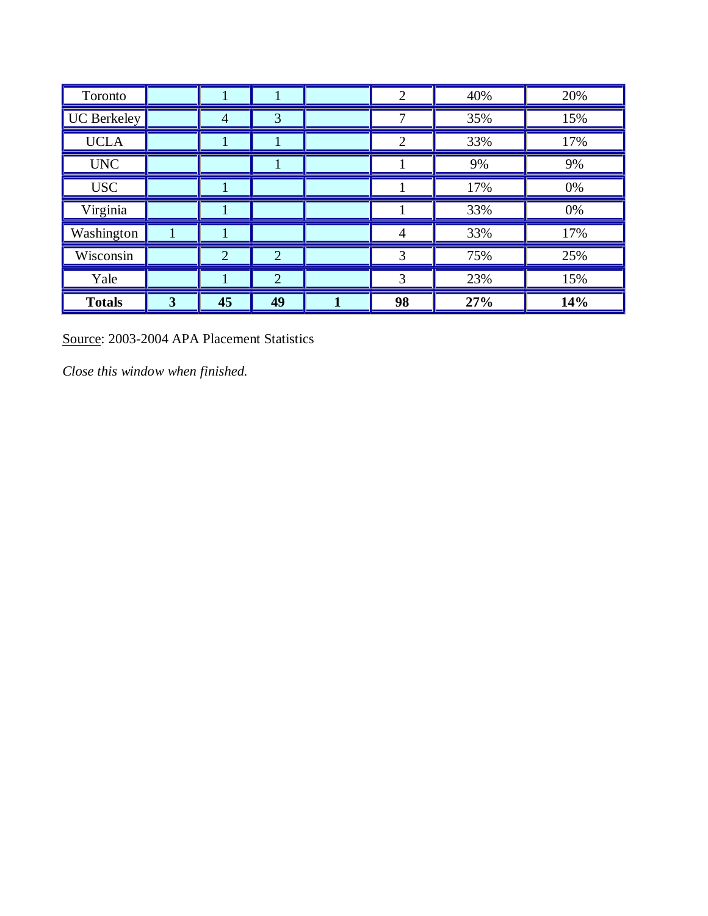| | | | | | | | |
|---|---|---|---|---|---|---|---|
| Toronto | | 1 | 1 | | 2 | 40% | 20% |
| UC Berkeley | | 4 | 3 | | 7 | 35% | 15% |
| UCLA | | 1 | 1 | | 2 | 33% | 17% |
| UNC | | | 1 | | 1 | 9% | 9% |
| USC | | 1 | | | 1 | 17% | 0% |
| Virginia | | 1 | | | 1 | 33% | 0% |
| Washington | 1 | 1 | | | 4 | 33% | 17% |
| Wisconsin | | 2 | 2 | | 3 | 75% | 25% |
| Yale | | 1 | 2 | | 3 | 23% | 15% |
| **Totals** | **3** | **45** | **49** | **1** | **98** | **27%** | **14%** |

Source: 2003-2004 APA Placement Statistics

*Close this window when finished.*